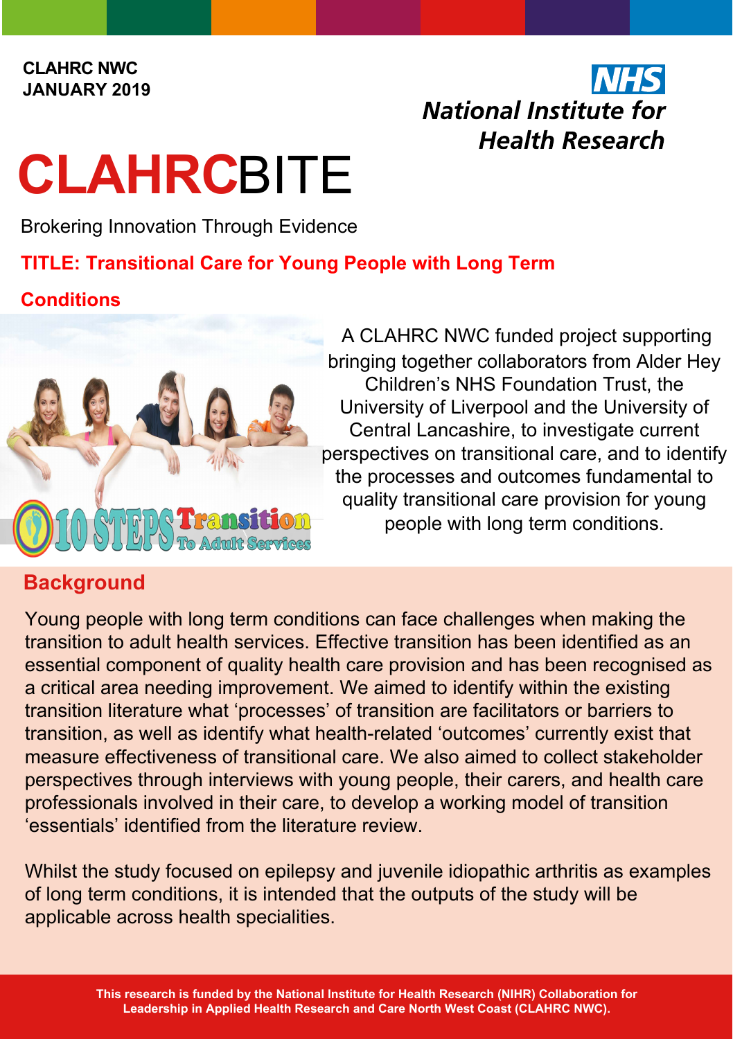**CLAHRC NWC**
**JANUARY 2019**

**National Institute for Health Research**

# CLAHRCBITE

Brokering Innovation Through Evidence

## TITLE: Transitional Care for Young People with Long Term Conditions

A CLAHRC NWC funded project supporting bringing together collaborators from Alder Hey Children's NHS Foundation Trust, the University of Liverpool and the University of Central Lancashire, to investigate current perspectives on transitional care, and to identify the processes and outcomes fundamental to quality transitional care provision for young people with long term conditions.

## Background

Young people with long term conditions can face challenges when making the transition to adult health services. Effective transition has been identified as an essential component of quality health care provision and has been recognised as a critical area needing improvement. We aimed to identify within the existing transition literature what 'processes' of transition are facilitators or barriers to transition, as well as identify what health-related 'outcomes' currently exist that measure effectiveness of transitional care. We also aimed to collect stakeholder perspectives through interviews with young people, their carers, and health care professionals involved in their care, to develop a working model of transition 'essentials' identified from the literature review.

Whilst the study focused on epilepsy and juvenile idiopathic arthritis as examples of long term conditions, it is intended that the outputs of the study will be applicable across health specialities.

**This research is funded by the National Institute for Health Research (NIHR) Collaboration for Leadership in Applied Health Research and Care North West Coast (CLAHRC NWC).**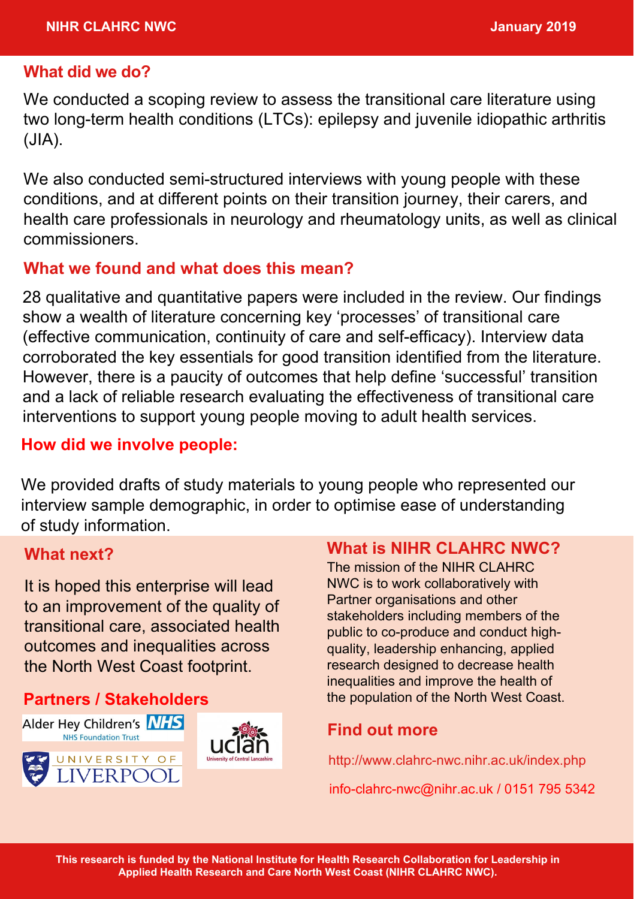## What did we do?

We conducted a scoping review to assess the transitional care literature using two long-term health conditions (LTCs): epilepsy and juvenile idiopathic arthritis (JIA).

We also conducted semi-structured interviews with young people with these conditions, and at different points on their transition journey, their carers, and health care professionals in neurology and rheumatology units, as well as clinical commissioners.

## What we found and what does this mean?

28 qualitative and quantitative papers were included in the review. Our findings show a wealth of literature concerning key 'processes' of transitional care (effective communication, continuity of care and self-efficacy). Interview data corroborated the key essentials for good transition identified from the literature. However, there is a paucity of outcomes that help define 'successful' transition and a lack of reliable research evaluating the effectiveness of transitional care interventions to support young people moving to adult health services.

## How did we involve people:

We provided drafts of study materials to young people who represented our interview sample demographic, in order to optimise ease of understanding of study information.

## What next?

It is hoped this enterprise will lead to an improvement of the quality of transitional care, associated health outcomes and inequalities across the North West Coast footprint.

## Partners / Stakeholders

Alder Hey Children's NHS Foundation Trust

University of Liverpool

uclan University of Central Lancashire

## What is NIHR CLAHRC NWC?

The mission of the NIHR CLAHRC NWC is to work collaboratively with Partner organisations and other stakeholders including members of the public to co-produce and conduct high-quality, leadership enhancing, applied research designed to decrease health inequalities and improve the health of the population of the North West Coast.

## Find out more

http://www.clahrc-nwc.nihr.ac.uk/index.php

info-clahrc-nwc@nihr.ac.uk / 0151 795 5342

**This research is funded by the National Institute for Health Research Collaboration for Leadership in Applied Health Research and Care North West Coast (NIHR CLAHRC NWC).**